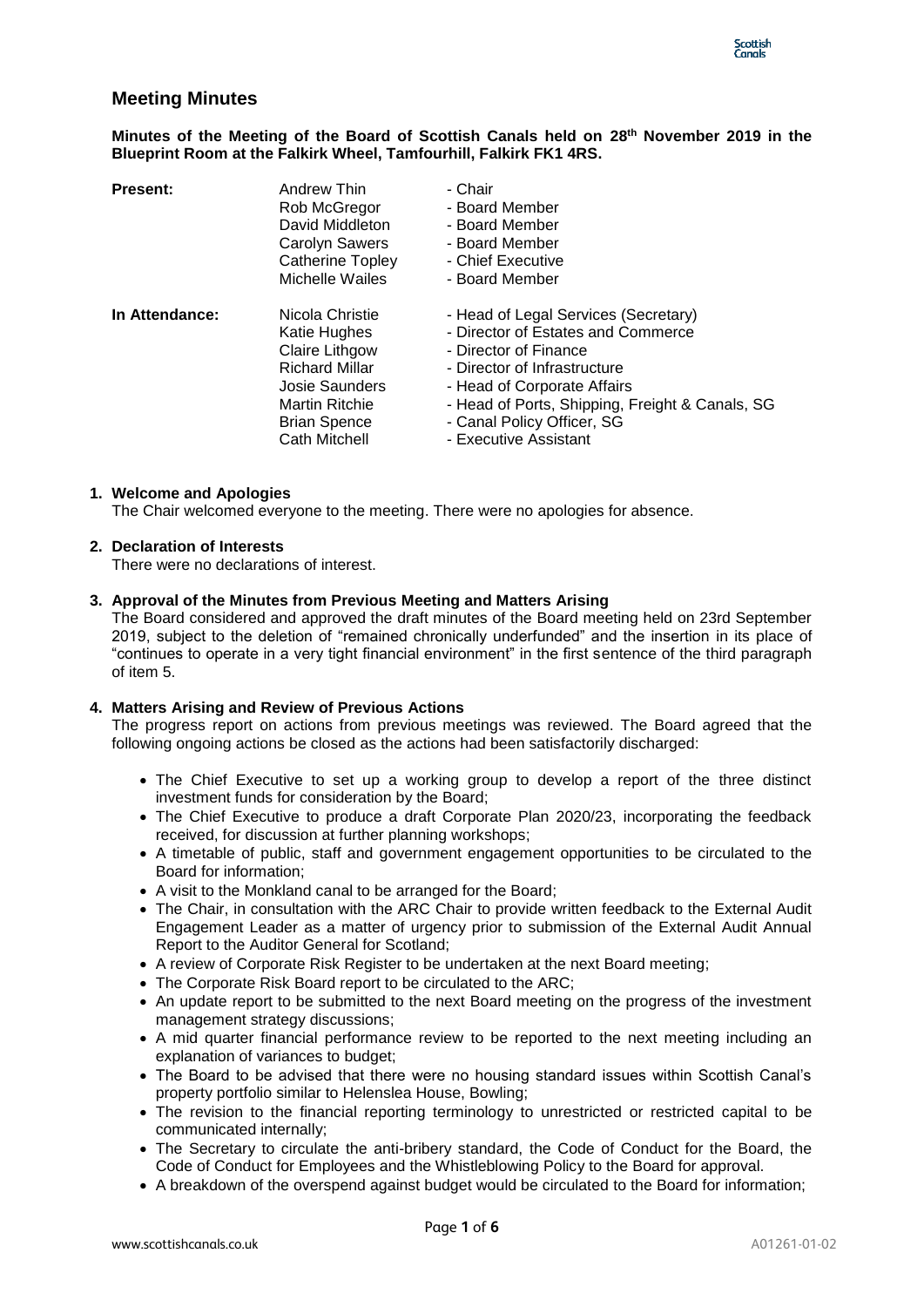# Meeting Minutes

**Minutes of the Meeting of the Board of Scottish Canals held on 28th November 2019 in the Blueprint Room at the Falkirk Wheel, Tamfourhill, Falkirk FK1 4RS.**

| | | |
|---|---|---|
| **Present:** | Andrew Thin | - Chair |
| | Rob McGregor | - Board Member |
| | David Middleton | - Board Member |
| | Carolyn Sawers | - Board Member |
| | Catherine Topley | - Chief Executive |
| | Michelle Wailes | - Board Member |
| **In Attendance:** | Nicola Christie | - Head of Legal Services (Secretary) |
| | Katie Hughes | - Director of Estates and Commerce |
| | Claire Lithgow | - Director of Finance |
| | Richard Millar | - Director of Infrastructure |
| | Josie Saunders | - Head of Corporate Affairs |
| | Martin Ritchie | - Head of Ports, Shipping, Freight & Canals, SG |
| | Brian Spence | - Canal Policy Officer, SG |
| | Cath Mitchell | - Executive Assistant |

**1. Welcome and Apologies**

The Chair welcomed everyone to the meeting. There were no apologies for absence.

**2. Declaration of Interests**

There were no declarations of interest.

**3. Approval of the Minutes from Previous Meeting and Matters Arising**

The Board considered and approved the draft minutes of the Board meeting held on 23rd September 2019, subject to the deletion of "remained chronically underfunded" and the insertion in its place of "continues to operate in a very tight financial environment" in the first sentence of the third paragraph of item 5.

**4. Matters Arising and Review of Previous Actions**

The progress report on actions from previous meetings was reviewed. The Board agreed that the following ongoing actions be closed as the actions had been satisfactorily discharged:

- The Chief Executive to set up a working group to develop a report of the three distinct investment funds for consideration by the Board;
- The Chief Executive to produce a draft Corporate Plan 2020/23, incorporating the feedback received, for discussion at further planning workshops;
- A timetable of public, staff and government engagement opportunities to be circulated to the Board for information;
- A visit to the Monkland canal to be arranged for the Board;
- The Chair, in consultation with the ARC Chair to provide written feedback to the External Audit Engagement Leader as a matter of urgency prior to submission of the External Audit Annual Report to the Auditor General for Scotland;
- A review of Corporate Risk Register to be undertaken at the next Board meeting;
- The Corporate Risk Board report to be circulated to the ARC;
- An update report to be submitted to the next Board meeting on the progress of the investment management strategy discussions;
- A mid quarter financial performance review to be reported to the next meeting including an explanation of variances to budget;
- The Board to be advised that there were no housing standard issues within Scottish Canal's property portfolio similar to Helenslea House, Bowling;
- The revision to the financial reporting terminology to unrestricted or restricted capital to be communicated internally;
- The Secretary to circulate the anti-bribery standard, the Code of Conduct for the Board, the Code of Conduct for Employees and the Whistleblowing Policy to the Board for approval.
- A breakdown of the overspend against budget would be circulated to the Board for information;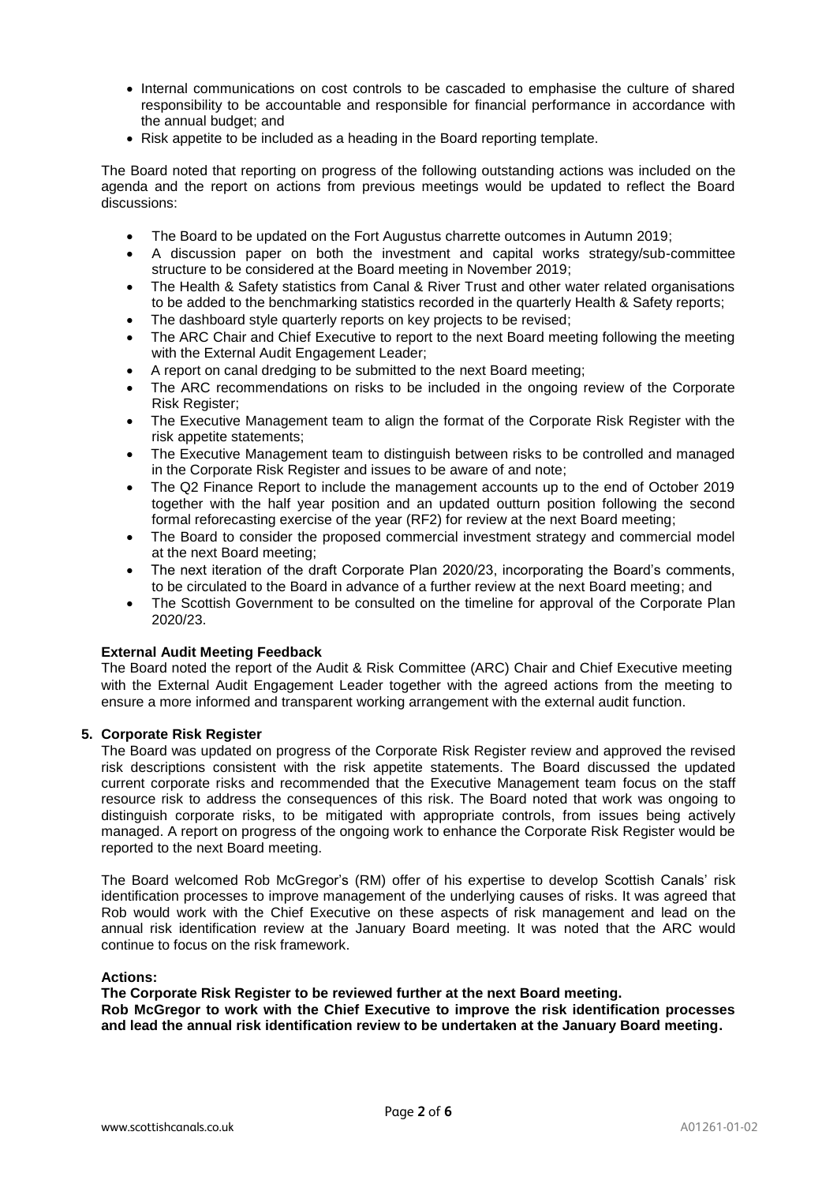- Internal communications on cost controls to be cascaded to emphasise the culture of shared responsibility to be accountable and responsible for financial performance in accordance with the annual budget; and
- Risk appetite to be included as a heading in the Board reporting template.

The Board noted that reporting on progress of the following outstanding actions was included on the agenda and the report on actions from previous meetings would be updated to reflect the Board discussions:

- The Board to be updated on the Fort Augustus charrette outcomes in Autumn 2019;
- A discussion paper on both the investment and capital works strategy/sub-committee structure to be considered at the Board meeting in November 2019;
- The Health & Safety statistics from Canal & River Trust and other water related organisations to be added to the benchmarking statistics recorded in the quarterly Health & Safety reports;
- The dashboard style quarterly reports on key projects to be revised;
- The ARC Chair and Chief Executive to report to the next Board meeting following the meeting with the External Audit Engagement Leader;
- A report on canal dredging to be submitted to the next Board meeting;
- The ARC recommendations on risks to be included in the ongoing review of the Corporate Risk Register;
- The Executive Management team to align the format of the Corporate Risk Register with the risk appetite statements;
- The Executive Management team to distinguish between risks to be controlled and managed in the Corporate Risk Register and issues to be aware of and note;
- The Q2 Finance Report to include the management accounts up to the end of October 2019 together with the half year position and an updated outturn position following the second formal reforecasting exercise of the year (RF2) for review at the next Board meeting;
- The Board to consider the proposed commercial investment strategy and commercial model at the next Board meeting;
- The next iteration of the draft Corporate Plan 2020/23, incorporating the Board's comments, to be circulated to the Board in advance of a further review at the next Board meeting; and
- The Scottish Government to be consulted on the timeline for approval of the Corporate Plan 2020/23.

**External Audit Meeting Feedback**

The Board noted the report of the Audit & Risk Committee (ARC) Chair and Chief Executive meeting with the External Audit Engagement Leader together with the agreed actions from the meeting to ensure a more informed and transparent working arrangement with the external audit function.

**5. Corporate Risk Register**

The Board was updated on progress of the Corporate Risk Register review and approved the revised risk descriptions consistent with the risk appetite statements. The Board discussed the updated current corporate risks and recommended that the Executive Management team focus on the staff resource risk to address the consequences of this risk. The Board noted that work was ongoing to distinguish corporate risks, to be mitigated with appropriate controls, from issues being actively managed. A report on progress of the ongoing work to enhance the Corporate Risk Register would be reported to the next Board meeting.

The Board welcomed Rob McGregor's (RM) offer of his expertise to develop Scottish Canals' risk identification processes to improve management of the underlying causes of risks. It was agreed that Rob would work with the Chief Executive on these aspects of risk management and lead on the annual risk identification review at the January Board meeting. It was noted that the ARC would continue to focus on the risk framework.

**Actions:**

**The Corporate Risk Register to be reviewed further at the next Board meeting.**

**Rob McGregor to work with the Chief Executive to improve the risk identification processes and lead the annual risk identification review to be undertaken at the January Board meeting.**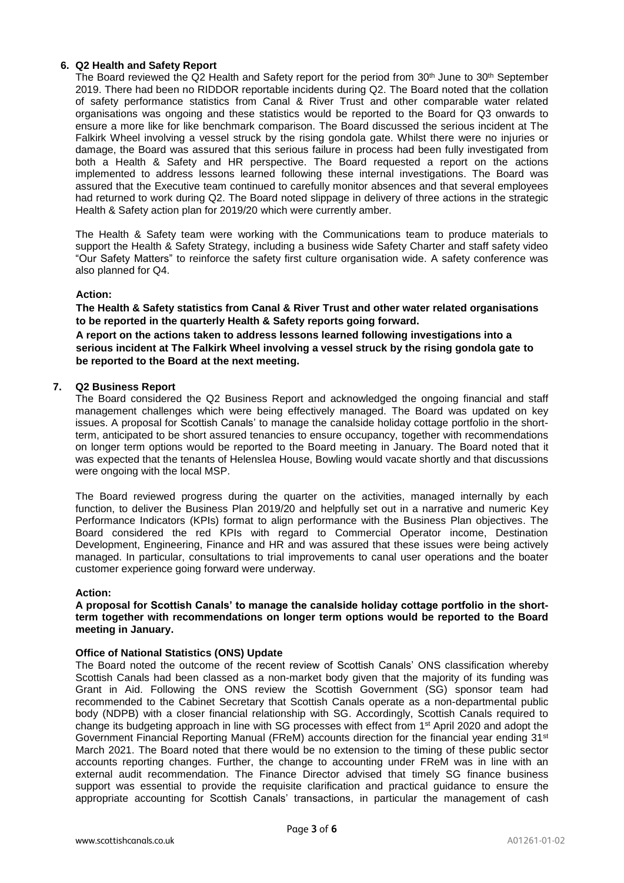## 6. Q2 Health and Safety Report

The Board reviewed the Q2 Health and Safety report for the period from 30th June to 30th September 2019. There had been no RIDDOR reportable incidents during Q2. The Board noted that the collation of safety performance statistics from Canal & River Trust and other comparable water related organisations was ongoing and these statistics would be reported to the Board for Q3 onwards to ensure a more like for like benchmark comparison. The Board discussed the serious incident at The Falkirk Wheel involving a vessel struck by the rising gondola gate. Whilst there were no injuries or damage, the Board was assured that this serious failure in process had been fully investigated from both a Health & Safety and HR perspective. The Board requested a report on the actions implemented to address lessons learned following these internal investigations. The Board was assured that the Executive team continued to carefully monitor absences and that several employees had returned to work during Q2. The Board noted slippage in delivery of three actions in the strategic Health & Safety action plan for 2019/20 which were currently amber.

The Health & Safety team were working with the Communications team to produce materials to support the Health & Safety Strategy, including a business wide Safety Charter and staff safety video "Our Safety Matters" to reinforce the safety first culture organisation wide. A safety conference was also planned for Q4.

**Action:**

**The Health & Safety statistics from Canal & River Trust and other water related organisations to be reported in the quarterly Health & Safety reports going forward.**

**A report on the actions taken to address lessons learned following investigations into a serious incident at The Falkirk Wheel involving a vessel struck by the rising gondola gate to be reported to the Board at the next meeting.**

## 7. Q2 Business Report

The Board considered the Q2 Business Report and acknowledged the ongoing financial and staff management challenges which were being effectively managed. The Board was updated on key issues. A proposal for Scottish Canals' to manage the canalside holiday cottage portfolio in the short-term, anticipated to be short assured tenancies to ensure occupancy, together with recommendations on longer term options would be reported to the Board meeting in January. The Board noted that it was expected that the tenants of Helenslea House, Bowling would vacate shortly and that discussions were ongoing with the local MSP.

The Board reviewed progress during the quarter on the activities, managed internally by each function, to deliver the Business Plan 2019/20 and helpfully set out in a narrative and numeric Key Performance Indicators (KPIs) format to align performance with the Business Plan objectives. The Board considered the red KPIs with regard to Commercial Operator income, Destination Development, Engineering, Finance and HR and was assured that these issues were being actively managed. In particular, consultations to trial improvements to canal user operations and the boater customer experience going forward were underway.

**Action:**

**A proposal for Scottish Canals' to manage the canalside holiday cottage portfolio in the short-term together with recommendations on longer term options would be reported to the Board meeting in January.**

**Office of National Statistics (ONS) Update**

The Board noted the outcome of the recent review of Scottish Canals' ONS classification whereby Scottish Canals had been classed as a non-market body given that the majority of its funding was Grant in Aid. Following the ONS review the Scottish Government (SG) sponsor team had recommended to the Cabinet Secretary that Scottish Canals operate as a non-departmental public body (NDPB) with a closer financial relationship with SG. Accordingly, Scottish Canals required to change its budgeting approach in line with SG processes with effect from 1st April 2020 and adopt the Government Financial Reporting Manual (FReM) accounts direction for the financial year ending 31st March 2021. The Board noted that there would be no extension to the timing of these public sector accounts reporting changes. Further, the change to accounting under FReM was in line with an external audit recommendation. The Finance Director advised that timely SG finance business support was essential to provide the requisite clarification and practical guidance to ensure the appropriate accounting for Scottish Canals' transactions, in particular the management of cash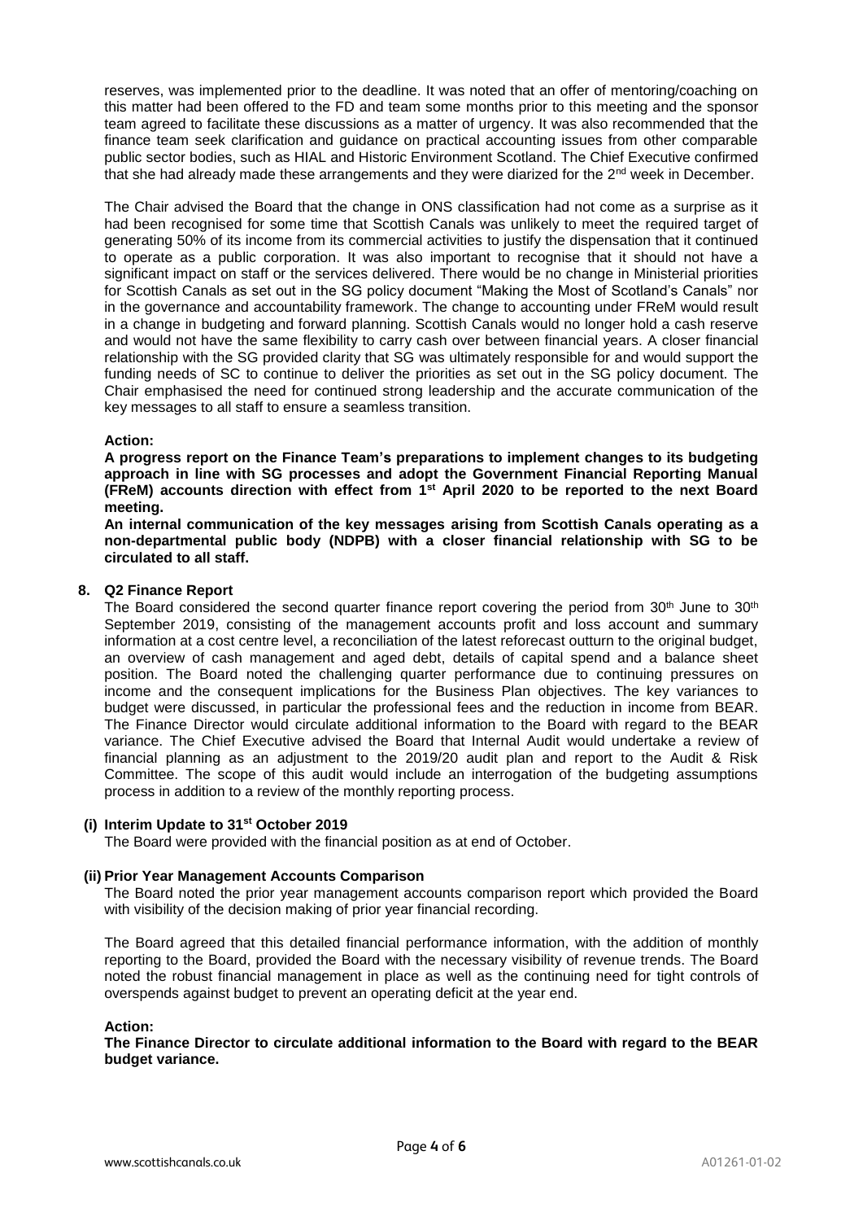reserves, was implemented prior to the deadline. It was noted that an offer of mentoring/coaching on this matter had been offered to the FD and team some months prior to this meeting and the sponsor team agreed to facilitate these discussions as a matter of urgency. It was also recommended that the finance team seek clarification and guidance on practical accounting issues from other comparable public sector bodies, such as HIAL and Historic Environment Scotland. The Chief Executive confirmed that she had already made these arrangements and they were diarized for the 2nd week in December.

The Chair advised the Board that the change in ONS classification had not come as a surprise as it had been recognised for some time that Scottish Canals was unlikely to meet the required target of generating 50% of its income from its commercial activities to justify the dispensation that it continued to operate as a public corporation. It was also important to recognise that it should not have a significant impact on staff or the services delivered. There would be no change in Ministerial priorities for Scottish Canals as set out in the SG policy document "Making the Most of Scotland's Canals" nor in the governance and accountability framework. The change to accounting under FReM would result in a change in budgeting and forward planning. Scottish Canals would no longer hold a cash reserve and would not have the same flexibility to carry cash over between financial years. A closer financial relationship with the SG provided clarity that SG was ultimately responsible for and would support the funding needs of SC to continue to deliver the priorities as set out in the SG policy document. The Chair emphasised the need for continued strong leadership and the accurate communication of the key messages to all staff to ensure a seamless transition.

**Action:**
**A progress report on the Finance Team's preparations to implement changes to its budgeting approach in line with SG processes and adopt the Government Financial Reporting Manual (FReM) accounts direction with effect from 1st April 2020 to be reported to the next Board meeting.**
**An internal communication of the key messages arising from Scottish Canals operating as a non-departmental public body (NDPB) with a closer financial relationship with SG to be circulated to all staff.**

**8. Q2 Finance Report**

The Board considered the second quarter finance report covering the period from 30th June to 30th September 2019, consisting of the management accounts profit and loss account and summary information at a cost centre level, a reconciliation of the latest reforecast outturn to the original budget, an overview of cash management and aged debt, details of capital spend and a balance sheet position. The Board noted the challenging quarter performance due to continuing pressures on income and the consequent implications for the Business Plan objectives. The key variances to budget were discussed, in particular the professional fees and the reduction in income from BEAR. The Finance Director would circulate additional information to the Board with regard to the BEAR variance. The Chief Executive advised the Board that Internal Audit would undertake a review of financial planning as an adjustment to the 2019/20 audit plan and report to the Audit & Risk Committee. The scope of this audit would include an interrogation of the budgeting assumptions process in addition to a review of the monthly reporting process.

**(i) Interim Update to 31st October 2019**

The Board were provided with the financial position as at end of October.

**(ii) Prior Year Management Accounts Comparison**

The Board noted the prior year management accounts comparison report which provided the Board with visibility of the decision making of prior year financial recording.

The Board agreed that this detailed financial performance information, with the addition of monthly reporting to the Board, provided the Board with the necessary visibility of revenue trends. The Board noted the robust financial management in place as well as the continuing need for tight controls of overspends against budget to prevent an operating deficit at the year end.

**Action:**
**The Finance Director to circulate additional information to the Board with regard to the BEAR budget variance.**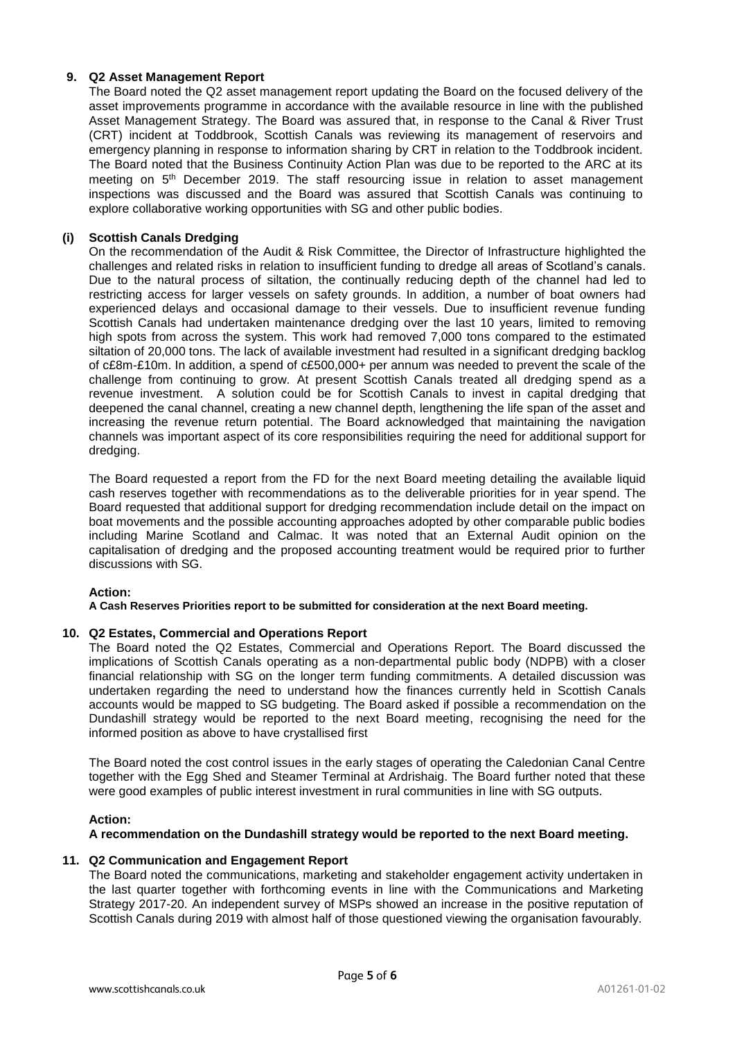## 9. Q2 Asset Management Report

The Board noted the Q2 asset management report updating the Board on the focused delivery of the asset improvements programme in accordance with the available resource in line with the published Asset Management Strategy. The Board was assured that, in response to the Canal & River Trust (CRT) incident at Toddbrook, Scottish Canals was reviewing its management of reservoirs and emergency planning in response to information sharing by CRT in relation to the Toddbrook incident. The Board noted that the Business Continuity Action Plan was due to be reported to the ARC at its meeting on 5th December 2019. The staff resourcing issue in relation to asset management inspections was discussed and the Board was assured that Scottish Canals was continuing to explore collaborative working opportunities with SG and other public bodies.

### (i) Scottish Canals Dredging

On the recommendation of the Audit & Risk Committee, the Director of Infrastructure highlighted the challenges and related risks in relation to insufficient funding to dredge all areas of Scotland's canals. Due to the natural process of siltation, the continually reducing depth of the channel had led to restricting access for larger vessels on safety grounds. In addition, a number of boat owners had experienced delays and occasional damage to their vessels. Due to insufficient revenue funding Scottish Canals had undertaken maintenance dredging over the last 10 years, limited to removing high spots from across the system. This work had removed 7,000 tons compared to the estimated siltation of 20,000 tons. The lack of available investment had resulted in a significant dredging backlog of c£8m-£10m. In addition, a spend of c£500,000+ per annum was needed to prevent the scale of the challenge from continuing to grow. At present Scottish Canals treated all dredging spend as a revenue investment. A solution could be for Scottish Canals to invest in capital dredging that deepened the canal channel, creating a new channel depth, lengthening the life span of the asset and increasing the revenue return potential. The Board acknowledged that maintaining the navigation channels was important aspect of its core responsibilities requiring the need for additional support for dredging.

The Board requested a report from the FD for the next Board meeting detailing the available liquid cash reserves together with recommendations as to the deliverable priorities for in year spend. The Board requested that additional support for dredging recommendation include detail on the impact on boat movements and the possible accounting approaches adopted by other comparable public bodies including Marine Scotland and Calmac. It was noted that an External Audit opinion on the capitalisation of dredging and the proposed accounting treatment would be required prior to further discussions with SG.

**Action:**

**A Cash Reserves Priorities report to be submitted for consideration at the next Board meeting.**

## 10. Q2 Estates, Commercial and Operations Report

The Board noted the Q2 Estates, Commercial and Operations Report. The Board discussed the implications of Scottish Canals operating as a non-departmental public body (NDPB) with a closer financial relationship with SG on the longer term funding commitments. A detailed discussion was undertaken regarding the need to understand how the finances currently held in Scottish Canals accounts would be mapped to SG budgeting. The Board asked if possible a recommendation on the Dundashill strategy would be reported to the next Board meeting, recognising the need for the informed position as above to have crystallised first

The Board noted the cost control issues in the early stages of operating the Caledonian Canal Centre together with the Egg Shed and Steamer Terminal at Ardrishaig. The Board further noted that these were good examples of public interest investment in rural communities in line with SG outputs.

**Action:**

**A recommendation on the Dundashill strategy would be reported to the next Board meeting.**

## 11. Q2 Communication and Engagement Report

The Board noted the communications, marketing and stakeholder engagement activity undertaken in the last quarter together with forthcoming events in line with the Communications and Marketing Strategy 2017-20. An independent survey of MSPs showed an increase in the positive reputation of Scottish Canals during 2019 with almost half of those questioned viewing the organisation favourably.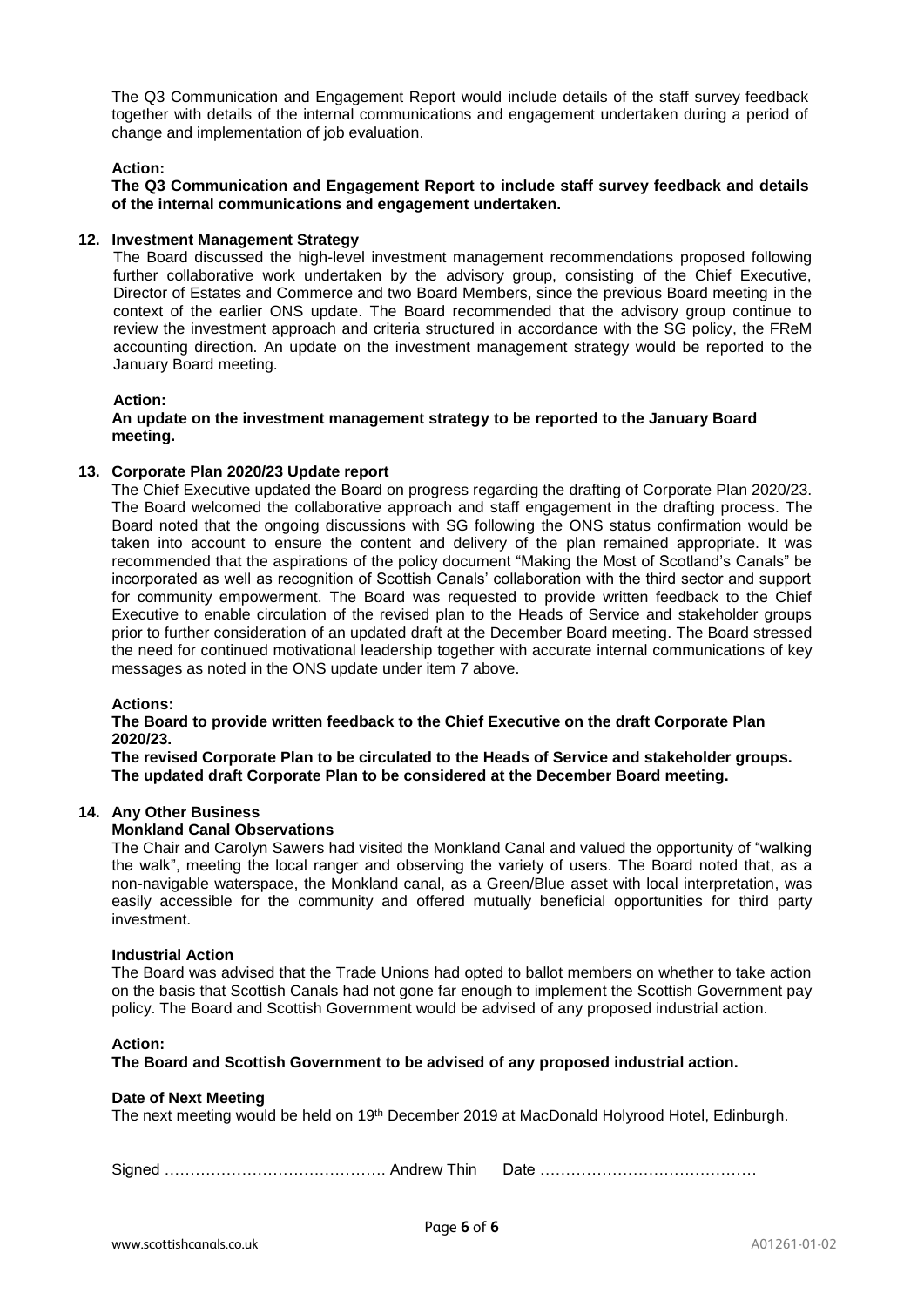The Q3 Communication and Engagement Report would include details of the staff survey feedback together with details of the internal communications and engagement undertaken during a period of change and implementation of job evaluation.

**Action:**
**The Q3 Communication and Engagement Report to include staff survey feedback and details of the internal communications and engagement undertaken.**

**12. Investment Management Strategy**

The Board discussed the high-level investment management recommendations proposed following further collaborative work undertaken by the advisory group, consisting of the Chief Executive, Director of Estates and Commerce and two Board Members, since the previous Board meeting in the context of the earlier ONS update. The Board recommended that the advisory group continue to review the investment approach and criteria structured in accordance with the SG policy, the FReM accounting direction. An update on the investment management strategy would be reported to the January Board meeting.

**Action:**
**An update on the investment management strategy to be reported to the January Board meeting.**

**13. Corporate Plan 2020/23 Update report**

The Chief Executive updated the Board on progress regarding the drafting of Corporate Plan 2020/23. The Board welcomed the collaborative approach and staff engagement in the drafting process. The Board noted that the ongoing discussions with SG following the ONS status confirmation would be taken into account to ensure the content and delivery of the plan remained appropriate. It was recommended that the aspirations of the policy document "Making the Most of Scotland's Canals" be incorporated as well as recognition of Scottish Canals' collaboration with the third sector and support for community empowerment. The Board was requested to provide written feedback to the Chief Executive to enable circulation of the revised plan to the Heads of Service and stakeholder groups prior to further consideration of an updated draft at the December Board meeting. The Board stressed the need for continued motivational leadership together with accurate internal communications of key messages as noted in the ONS update under item 7 above.

**Actions:**
**The Board to provide written feedback to the Chief Executive on the draft Corporate Plan 2020/23.**
**The revised Corporate Plan to be circulated to the Heads of Service and stakeholder groups.**
**The updated draft Corporate Plan to be considered at the December Board meeting.**

**14. Any Other Business**

**Monkland Canal Observations**

The Chair and Carolyn Sawers had visited the Monkland Canal and valued the opportunity of "walking the walk", meeting the local ranger and observing the variety of users. The Board noted that, as a non-navigable waterspace, the Monkland canal, as a Green/Blue asset with local interpretation, was easily accessible for the community and offered mutually beneficial opportunities for third party investment.

**Industrial Action**

The Board was advised that the Trade Unions had opted to ballot members on whether to take action on the basis that Scottish Canals had not gone far enough to implement the Scottish Government pay policy. The Board and Scottish Government would be advised of any proposed industrial action.

**Action:**
**The Board and Scottish Government to be advised of any proposed industrial action.**

**Date of Next Meeting**

The next meeting would be held on 19th December 2019 at MacDonald Holyrood Hotel, Edinburgh.

Signed ……………………………………. Andrew Thin    Date ……………………………………